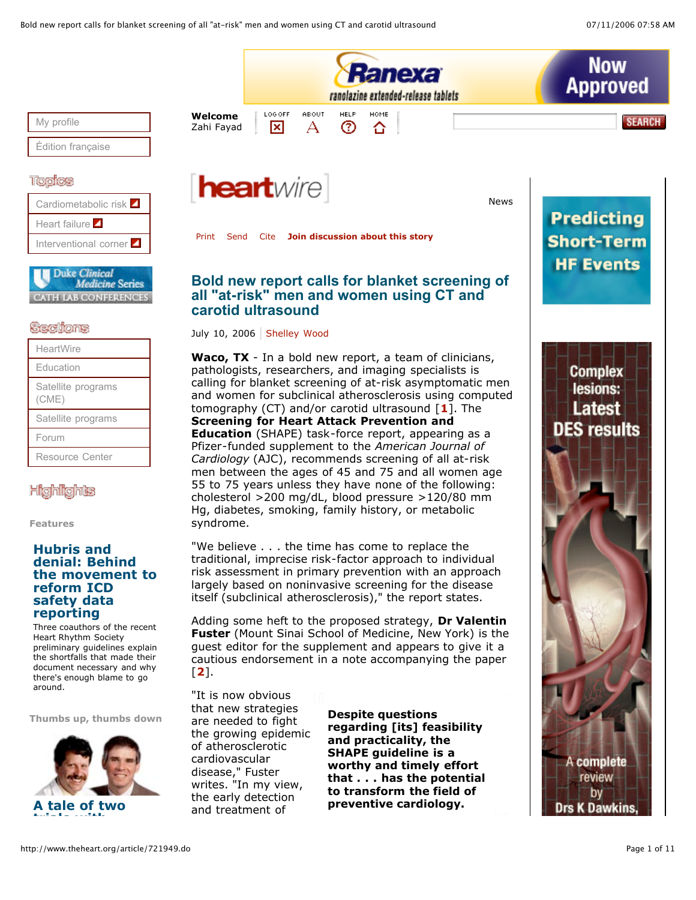# Bold new report calls for blanket screening of all "at-risk" men and women using CT and carotid ultrasound

July 10, 2006 | Shelley Wood

**Waco, TX** - In a bold new report, a team of clinicians, pathologists, researchers, and imaging specialists is calling for blanket screening of at-risk asymptomatic men and women for subclinical atherosclerosis using computed tomography (CT) and/or carotid ultrasound [1]. The **Screening for Heart Attack Prevention and Education** (SHAPE) task-force report, appearing as a Pfizer-funded supplement to the *American Journal of Cardiology* (AJC), recommends screening of all at-risk men between the ages of 45 and 75 and all women age 55 to 75 years unless they have none of the following: cholesterol >200 mg/dL, blood pressure >120/80 mm Hg, diabetes, smoking, family history, or metabolic syndrome.

"We believe . . . the time has come to replace the traditional, imprecise risk-factor approach to individual risk assessment in primary prevention with an approach largely based on noninvasive screening for the disease itself (subclinical atherosclerosis)," the report states.

Adding some heft to the proposed strategy, **Dr Valentin Fuster** (Mount Sinai School of Medicine, New York) is the guest editor for the supplement and appears to give it a cautious endorsement in a note accompanying the paper [2].

**Despite questions regarding [its] feasibility and practicality, the SHAPE guideline is a worthy and timely effort that . . . has the potential to transform the field of preventive cardiology.**

"It is now obvious that new strategies are needed to fight the growing epidemic of atherosclerotic cardiovascular disease," Fuster writes. "In my view, the early detection and treatment of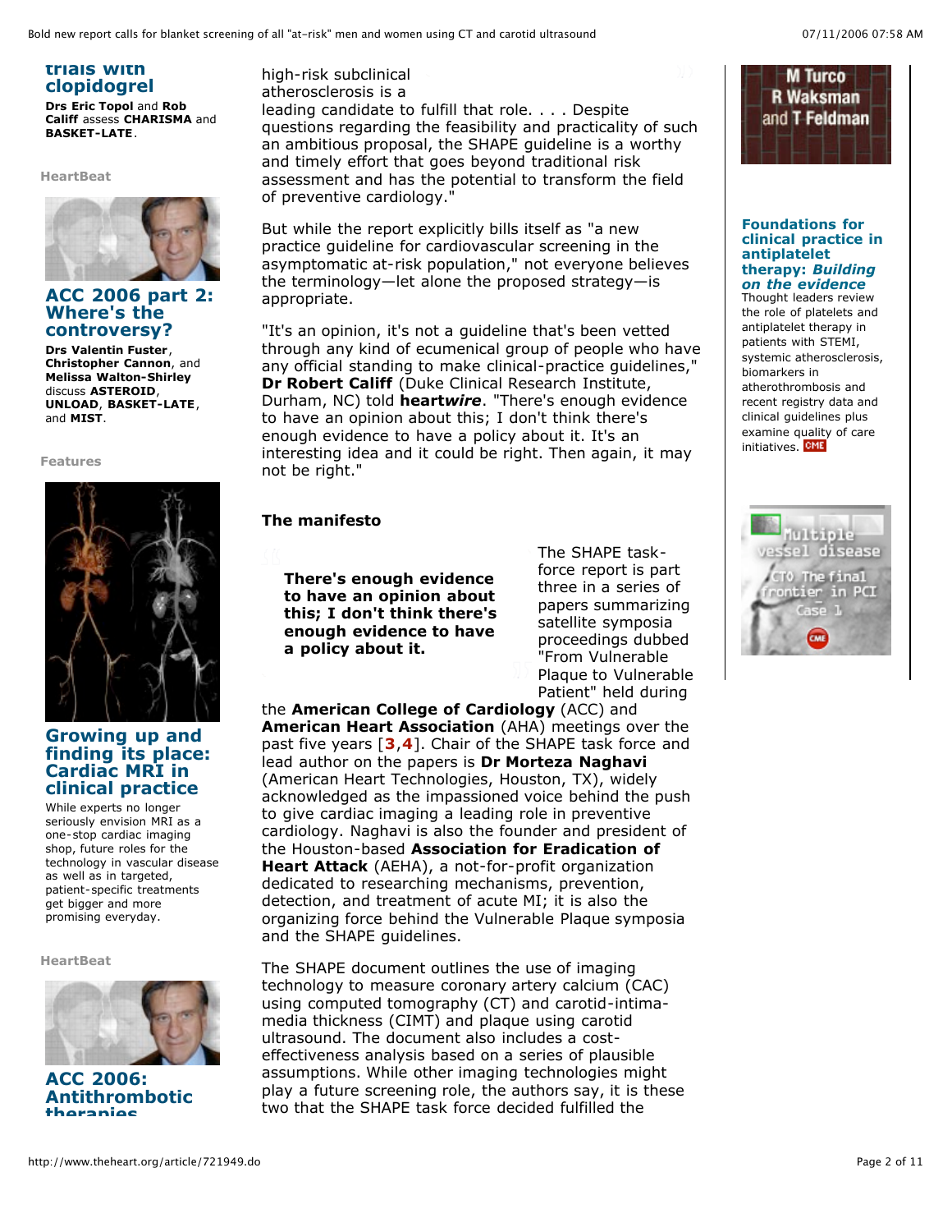high-risk subclinical atherosclerosis is a leading candidate to fulfill that role. . . . Despite questions regarding the feasibility and practicality of such an ambitious proposal, the SHAPE guideline is a worthy and timely effort that goes beyond traditional risk assessment and has the potential to transform the field of preventive cardiology."

But while the report explicitly bills itself as "a new practice guideline for cardiovascular screening in the asymptomatic at-risk population," not everyone believes the terminology—let alone the proposed strategy—is appropriate.

"It's an opinion, it's not a guideline that's been vetted through any kind of ecumenical group of people who have any official standing to make clinical-practice guidelines," **Dr Robert Califf** (Duke Clinical Research Institute, Durham, NC) told **heart*wire***. "There's enough evidence to have an opinion about this; I don't think there's enough evidence to have a policy about it. It's an interesting idea and it could be right. Then again, it may not be right."

### The manifesto

> **There's enough evidence to have an opinion about this; I don't think there's enough evidence to have a policy about it.**

The SHAPE task-force report is part three in a series of papers summarizing satellite symposia proceedings dubbed "From Vulnerable Plaque to Vulnerable Patient" held during the **American College of Cardiology** (ACC) and **American Heart Association** (AHA) meetings over the past five years [**3**,**4**]. Chair of the SHAPE task force and lead author on the papers is **Dr Morteza Naghavi** (American Heart Technologies, Houston, TX), widely acknowledged as the impassioned voice behind the push to give cardiac imaging a leading role in preventive cardiology. Naghavi is also the founder and president of the Houston-based **Association for Eradication of Heart Attack** (AEHA), a not-for-profit organization dedicated to researching mechanisms, prevention, detection, and treatment of acute MI; it is also the organizing force behind the Vulnerable Plaque symposia and the SHAPE guidelines.

The SHAPE document outlines the use of imaging technology to measure coronary artery calcium (CAC) using computed tomography (CT) and carotid-intima-media thickness (CIMT) and plaque using carotid ultrasound. The document also includes a cost-effectiveness analysis based on a series of plausible assumptions. While other imaging technologies might play a future screening role, the authors say, it is these two that the SHAPE task force decided fulfilled the

---

**trials with clopidogrel**

**Drs Eric Topol** and **Rob Califf** assess **CHARISMA** and **BASKET-LATE**.

HeartBeat

**ACC 2006 part 2: Where's the controversy?**

**Drs Valentin Fuster**, **Christopher Cannon**, and **Melissa Walton-Shirley** discuss **ASTEROID**, **UNLOAD**, **BASKET-LATE**, and **MIST**.

Features

**Growing up and finding its place: Cardiac MRI in clinical practice**

While experts no longer seriously envision MRI as a one-stop cardiac imaging shop, future roles for the technology in vascular disease as well as in targeted, patient-specific treatments get bigger and more promising everyday.

HeartBeat

**ACC 2006: Antithrombotic therapies**

M Turco R Waksman and T Feldman

**Foundations for clinical practice in antiplatelet therapy: *Building on the evidence***

Thought leaders review the role of platelets and antiplatelet therapy in patients with STEMI, systemic atherosclerosis, biomarkers in atherothrombosis and recent registry data and clinical guidelines plus examine quality of care initiatives. CME

Multiple vessel disease
CTO The final frontier in PCI
Case 1
CME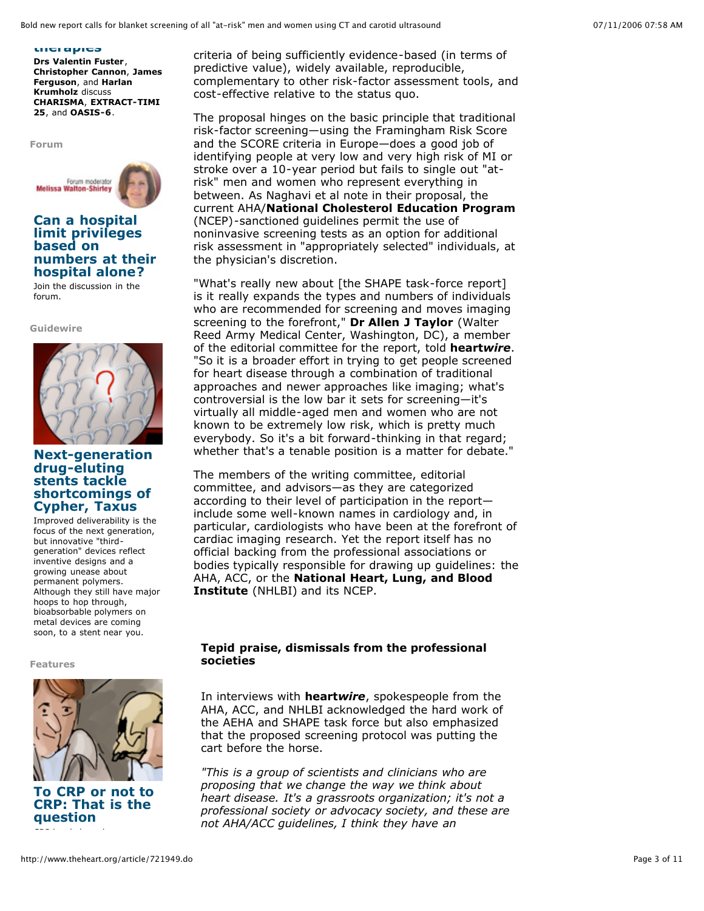**therapies**

**Drs Valentin Fuster**, **Christopher Cannon**, **James Ferguson**, and **Harlan Krumholz** discuss **CHARISMA**, **EXTRACT-TIMI 25**, and **OASIS-6**.

**Forum**

Forum moderator Melissa Walton-Shirley

### Can a hospital limit privileges based on numbers at their hospital alone?

Join the discussion in the forum.

**Guidewire**

### Next-generation drug-eluting stents tackle shortcomings of Cypher, Taxus

Improved deliverability is the focus of the next generation, but innovative "third-generation" devices reflect inventive designs and a growing unease about permanent polymers. Although they still have major hoops to hop through, bioabsorbable polymers on metal devices are coming soon, to a stent near you.

**Features**

### To CRP or not to CRP: That is the question

criteria of being sufficiently evidence-based (in terms of predictive value), widely available, reproducible, complementary to other risk-factor assessment tools, and cost-effective relative to the status quo.

The proposal hinges on the basic principle that traditional risk-factor screening—using the Framingham Risk Score and the SCORE criteria in Europe—does a good job of identifying people at very low and very high risk of MI or stroke over a 10-year period but fails to single out "at-risk" men and women who represent everything in between. As Naghavi et al note in their proposal, the current AHA/**National Cholesterol Education Program** (NCEP)-sanctioned guidelines permit the use of noninvasive screening tests as an option for additional risk assessment in "appropriately selected" individuals, at the physician's discretion.

"What's really new about [the SHAPE task-force report] is it really expands the types and numbers of individuals who are recommended for screening and moves imaging screening to the forefront," **Dr Allen J Taylor** (Walter Reed Army Medical Center, Washington, DC), a member of the editorial committee for the report, told **heart*wire***. "So it is a broader effort in trying to get people screened for heart disease through a combination of traditional approaches and newer approaches like imaging; what's controversial is the low bar it sets for screening—it's virtually all middle-aged men and women who are not known to be extremely low risk, which is pretty much everybody. So it's a bit forward-thinking in that regard; whether that's a tenable position is a matter for debate."

The members of the writing committee, editorial committee, and advisors—as they are categorized according to their level of participation in the report—include some well-known names in cardiology and, in particular, cardiologists who have been at the forefront of cardiac imaging research. Yet the report itself has no official backing from the professional associations or bodies typically responsible for drawing up guidelines: the AHA, ACC, or the **National Heart, Lung, and Blood Institute** (NHLBI) and its NCEP.

#### Tepid praise, dismissals from the professional societies

In interviews with **heart*wire***, spokespeople from the AHA, ACC, and NHLBI acknowledged the hard work of the AEHA and SHAPE task force but also emphasized that the proposed screening protocol was putting the cart before the horse.

*"This is a group of scientists and clinicians who are proposing that we change the way we think about heart disease. It's a grassroots organization; it's not a professional society or advocacy society, and these are not AHA/ACC guidelines, I think they have an*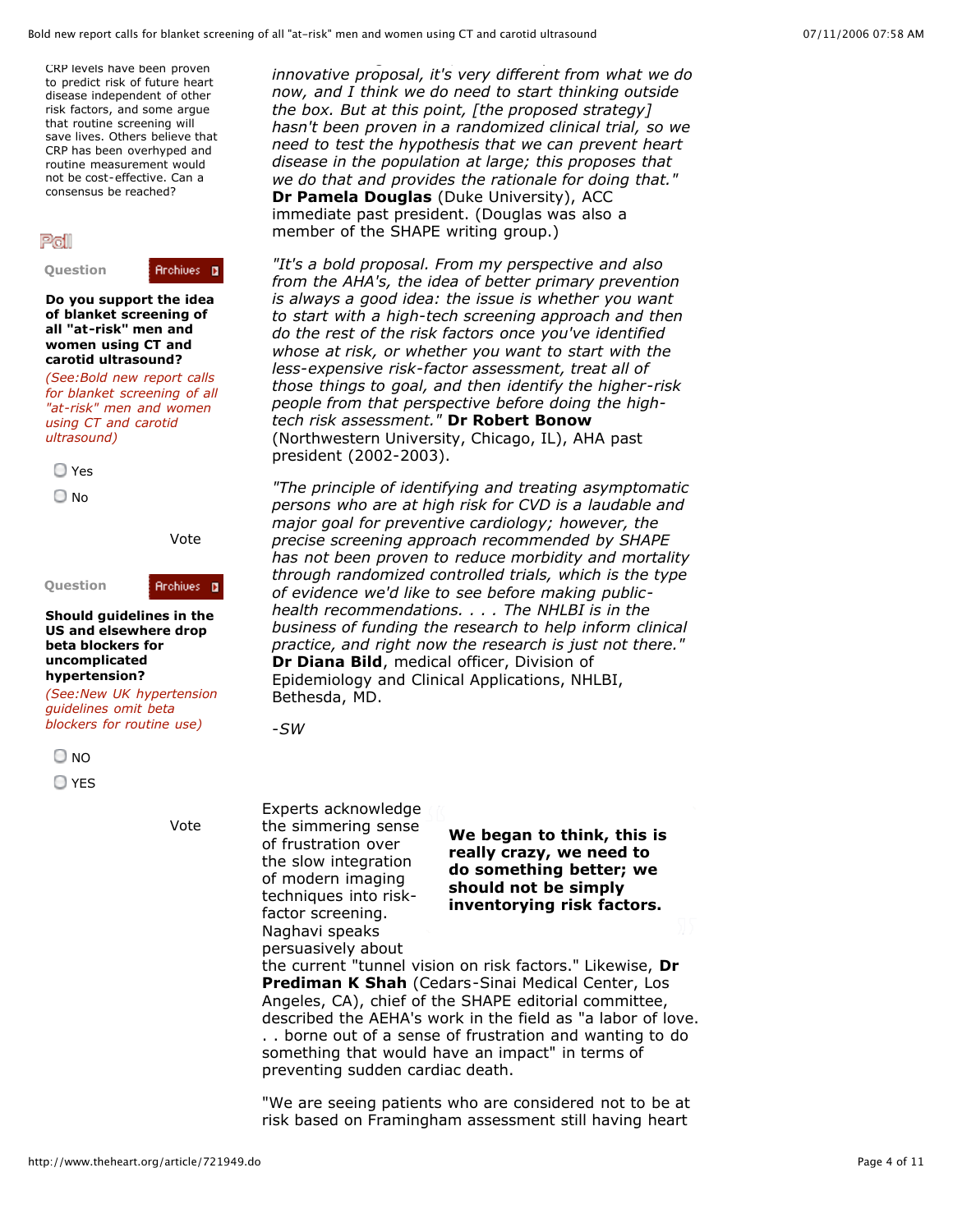CRP levels have been proven to predict risk of future heart disease independent of other risk factors, and some argue that routine screening will save lives. Others believe that CRP has been overhyped and routine measurement would not be cost-effective. Can a consensus be reached?

**Poll**

Question

**Do you support the idea of blanket screening of all "at-risk" men and women using CT and carotid ultrasound?**

*(See:Bold new report calls for blanket screening of all "at-risk" men and women using CT and carotid ultrasound)*

- Yes
- No

Vote

Question

**Should guidelines in the US and elsewhere drop beta blockers for uncomplicated hypertension?**

*(See:New UK hypertension guidelines omit beta blockers for routine use)*

- NO
- YES

Vote

*innovative proposal, it's very different from what we do now, and I think we do need to start thinking outside the box. But at this point, [the proposed strategy] hasn't been proven in a randomized clinical trial, so we need to test the hypothesis that we can prevent heart disease in the population at large; this proposes that we do that and provides the rationale for doing that."* **Dr Pamela Douglas** (Duke University), ACC immediate past president. (Douglas was also a member of the SHAPE writing group.)

*"It's a bold proposal. From my perspective and also from the AHA's, the idea of better primary prevention is always a good idea: the issue is whether you want to start with a high-tech screening approach and then do the rest of the risk factors once you've identified whose at risk, or whether you want to start with the less-expensive risk-factor assessment, treat all of those things to goal, and then identify the higher-risk people from that perspective before doing the high-tech risk assessment."* **Dr Robert Bonow** (Northwestern University, Chicago, IL), AHA past president (2002-2003).

*"The principle of identifying and treating asymptomatic persons who are at high risk for CVD is a laudable and major goal for preventive cardiology; however, the precise screening approach recommended by SHAPE has not been proven to reduce morbidity and mortality through randomized controlled trials, which is the type of evidence we'd like to see before making public-health recommendations. . . . The NHLBI is in the business of funding the research to help inform clinical practice, and right now the research is just not there."* **Dr Diana Bild**, medical officer, Division of Epidemiology and Clinical Applications, NHLBI, Bethesda, MD.

*-SW*

Experts acknowledge the simmering sense of frustration over the slow integration of modern imaging techniques into risk-factor screening. Naghavi speaks persuasively about the current "tunnel vision on risk factors." Likewise, **Dr Prediman K Shah** (Cedars-Sinai Medical Center, Los Angeles, CA), chief of the SHAPE editorial committee, described the AEHA's work in the field as "a labor of love. . . borne out of a sense of frustration and wanting to do something that would have an impact" in terms of preventing sudden cardiac death.

**We began to think, this is really crazy, we need to do something better; we should not be simply inventorying risk factors.**

"We are seeing patients who are considered not to be at risk based on Framingham assessment still having heart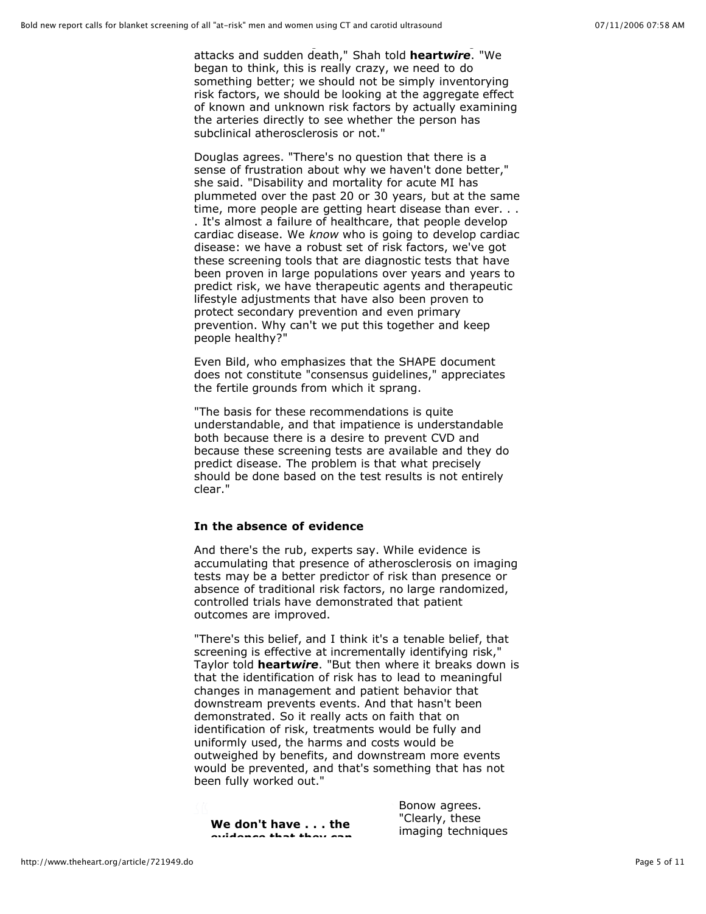attacks and sudden death," Shah told **heart*wire***. "We began to think, this is really crazy, we need to do something better; we should not be simply inventorying risk factors, we should be looking at the aggregate effect of known and unknown risk factors by actually examining the arteries directly to see whether the person has subclinical atherosclerosis or not."

Douglas agrees. "There's no question that there is a sense of frustration about why we haven't done better," she said. "Disability and mortality for acute MI has plummeted over the past 20 or 30 years, but at the same time, more people are getting heart disease than ever. . . . It's almost a failure of healthcare, that people develop cardiac disease. We *know* who is going to develop cardiac disease: we have a robust set of risk factors, we've got these screening tools that are diagnostic tests that have been proven in large populations over years and years to predict risk, we have therapeutic agents and therapeutic lifestyle adjustments that have also been proven to protect secondary prevention and even primary prevention. Why can't we put this together and keep people healthy?"

Even Bild, who emphasizes that the SHAPE document does not constitute "consensus guidelines," appreciates the fertile grounds from which it sprang.

"The basis for these recommendations is quite understandable, and that impatience is understandable both because there is a desire to prevent CVD and because these screening tests are available and they do predict disease. The problem is that what precisely should be done based on the test results is not entirely clear."

### In the absence of evidence

And there's the rub, experts say. While evidence is accumulating that presence of atherosclerosis on imaging tests may be a better predictor of risk than presence or absence of traditional risk factors, no large randomized, controlled trials have demonstrated that patient outcomes are improved.

"There's this belief, and I think it's a tenable belief, that screening is effective at incrementally identifying risk," Taylor told **heart*wire***. "But then where it breaks down is that the identification of risk has to lead to meaningful changes in management and patient behavior that downstream prevents events. And that hasn't been demonstrated. So it really acts on faith that on identification of risk, treatments would be fully and uniformly used, the harms and costs would be outweighed by benefits, and downstream more events would be prevented, and that's something that has not been fully worked out."

**We don't have . . . the evidence that they can**

Bonow agrees. "Clearly, these imaging techniques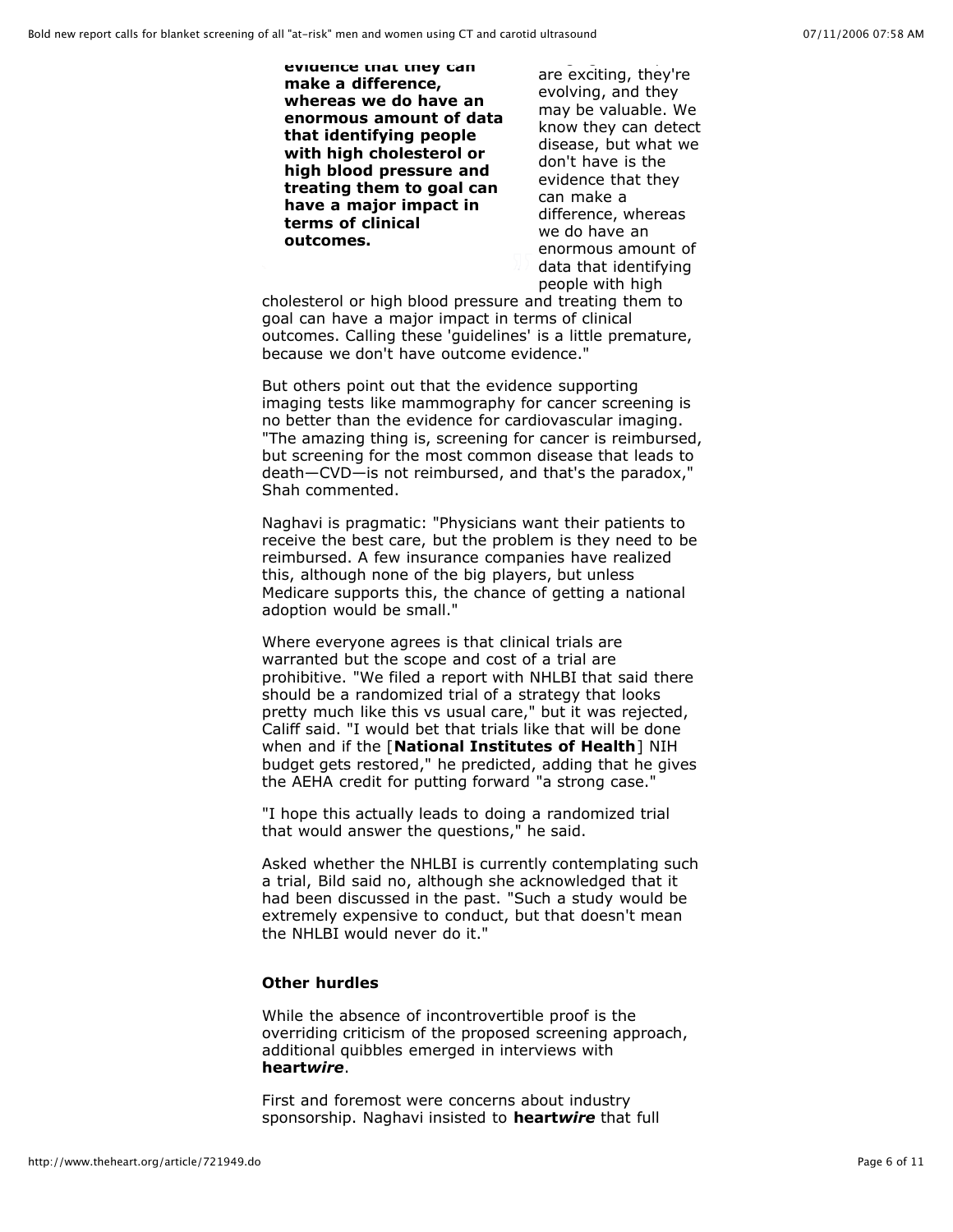**evidence that they can make a difference, whereas we do have an enormous amount of data that identifying people with high cholesterol or high blood pressure and treating them to goal can have a major impact in terms of clinical outcomes.**

are exciting, they're evolving, and they may be valuable. We know they can detect disease, but what we don't have is the evidence that they can make a difference, whereas we do have an enormous amount of data that identifying people with high cholesterol or high blood pressure and treating them to goal can have a major impact in terms of clinical outcomes. Calling these 'guidelines' is a little premature, because we don't have outcome evidence."

But others point out that the evidence supporting imaging tests like mammography for cancer screening is no better than the evidence for cardiovascular imaging. "The amazing thing is, screening for cancer is reimbursed, but screening for the most common disease that leads to death—CVD—is not reimbursed, and that's the paradox," Shah commented.

Naghavi is pragmatic: "Physicians want their patients to receive the best care, but the problem is they need to be reimbursed. A few insurance companies have realized this, although none of the big players, but unless Medicare supports this, the chance of getting a national adoption would be small."

Where everyone agrees is that clinical trials are warranted but the scope and cost of a trial are prohibitive. "We filed a report with NHLBI that said there should be a randomized trial of a strategy that looks pretty much like this vs usual care," but it was rejected, Califf said. "I would bet that trials like that will be done when and if the [**National Institutes of Health**] NIH budget gets restored," he predicted, adding that he gives the AEHA credit for putting forward "a strong case."

"I hope this actually leads to doing a randomized trial that would answer the questions," he said.

Asked whether the NHLBI is currently contemplating such a trial, Bild said no, although she acknowledged that it had been discussed in the past. "Such a study would be extremely expensive to conduct, but that doesn't mean the NHLBI would never do it."

### Other hurdles

While the absence of incontrovertible proof is the overriding criticism of the proposed screening approach, additional quibbles emerged in interviews with **heart*wire***.

First and foremost were concerns about industry sponsorship. Naghavi insisted to **heart*wire*** that full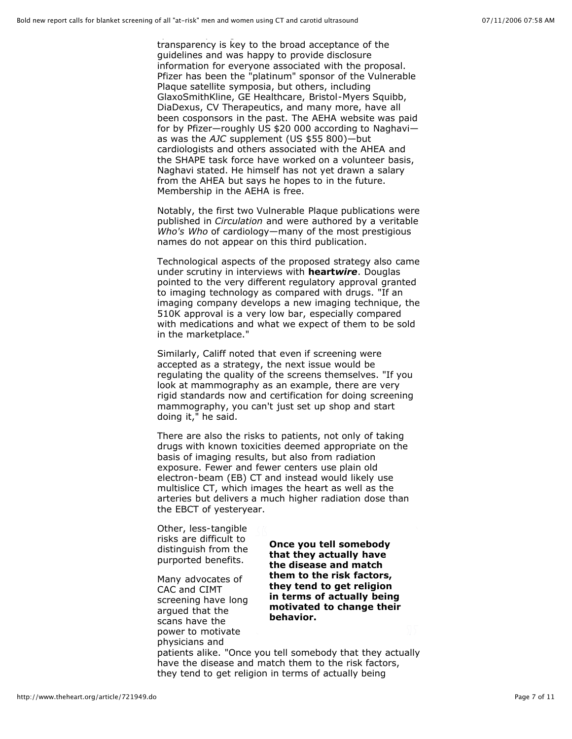transparency is key to the broad acceptance of the guidelines and was happy to provide disclosure information for everyone associated with the proposal. Pfizer has been the "platinum" sponsor of the Vulnerable Plaque satellite symposia, but others, including GlaxoSmithKline, GE Healthcare, Bristol-Myers Squibb, DiaDexus, CV Therapeutics, and many more, have all been cosponsors in the past. The AEHA website was paid for by Pfizer—roughly US $20 000 according to Naghavi—as was the *AJC* supplement (US $55 800)—but cardiologists and others associated with the AHEA and the SHAPE task force have worked on a volunteer basis, Naghavi stated. He himself has not yet drawn a salary from the AHEA but says he hopes to in the future. Membership in the AEHA is free.

Notably, the first two Vulnerable Plaque publications were published in *Circulation* and were authored by a veritable *Who's Who* of cardiology—many of the most prestigious names do not appear on this third publication.

Technological aspects of the proposed strategy also came under scrutiny in interviews with **heart*wire***. Douglas pointed to the very different regulatory approval granted to imaging technology as compared with drugs. "If an imaging company develops a new imaging technique, the 510K approval is a very low bar, especially compared with medications and what we expect of them to be sold in the marketplace."

Similarly, Califf noted that even if screening were accepted as a strategy, the next issue would be regulating the quality of the screens themselves. "If you look at mammography as an example, there are very rigid standards now and certification for doing screening mammography, you can't just set up shop and start doing it," he said.

There are also the risks to patients, not only of taking drugs with known toxicities deemed appropriate on the basis of imaging results, but also from radiation exposure. Fewer and fewer centers use plain old electron-beam (EB) CT and instead would likely use multislice CT, which images the heart as well as the arteries but delivers a much higher radiation dose than the EBCT of yesteryear.

Other, less-tangible risks are difficult to distinguish from the purported benefits.

> **Once you tell somebody that they actually have the disease and match them to the risk factors, they tend to get religion in terms of actually being motivated to change their behavior.**

Many advocates of CAC and CIMT screening have long argued that the scans have the power to motivate physicians and patients alike. "Once you tell somebody that they actually have the disease and match them to the risk factors, they tend to get religion in terms of actually being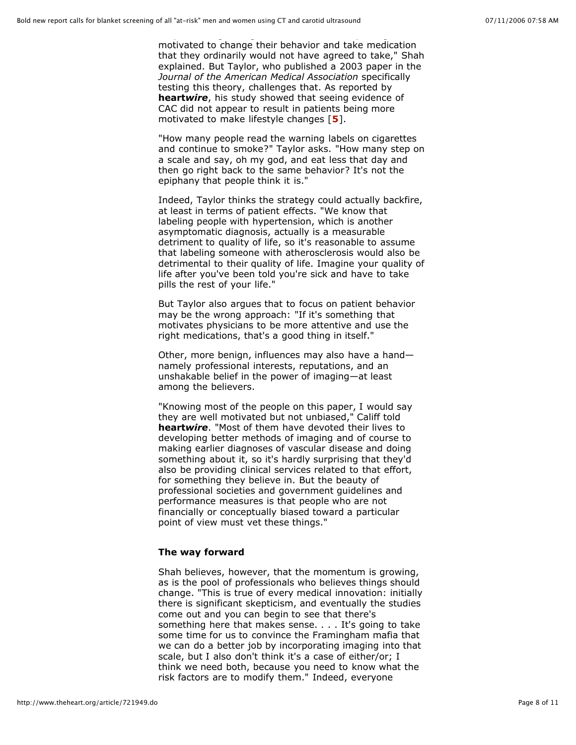motivated to change their behavior and take medication that they ordinarily would not have agreed to take," Shah explained. But Taylor, who published a 2003 paper in the *Journal of the American Medical Association* specifically testing this theory, challenges that. As reported by **heart*wire***, his study showed that seeing evidence of CAC did not appear to result in patients being more motivated to make lifestyle changes [**5**].

"How many people read the warning labels on cigarettes and continue to smoke?" Taylor asks. "How many step on a scale and say, oh my god, and eat less that day and then go right back to the same behavior? It's not the epiphany that people think it is."

Indeed, Taylor thinks the strategy could actually backfire, at least in terms of patient effects. "We know that labeling people with hypertension, which is another asymptomatic diagnosis, actually is a measurable detriment to quality of life, so it's reasonable to assume that labeling someone with atherosclerosis would also be detrimental to their quality of life. Imagine your quality of life after you've been told you're sick and have to take pills the rest of your life."

But Taylor also argues that to focus on patient behavior may be the wrong approach: "If it's something that motivates physicians to be more attentive and use the right medications, that's a good thing in itself."

Other, more benign, influences may also have a hand—namely professional interests, reputations, and an unshakable belief in the power of imaging—at least among the believers.

"Knowing most of the people on this paper, I would say they are well motivated but not unbiased," Califf told **heart*wire***. "Most of them have devoted their lives to developing better methods of imaging and of course to making earlier diagnoses of vascular disease and doing something about it, so it's hardly surprising that they'd also be providing clinical services related to that effort, for something they believe in. But the beauty of professional societies and government guidelines and performance measures is that people who are not financially or conceptually biased toward a particular point of view must vet these things."

### The way forward

Shah believes, however, that the momentum is growing, as is the pool of professionals who believes things should change. "This is true of every medical innovation: initially there is significant skepticism, and eventually the studies come out and you can begin to see that there's something here that makes sense. . . . It's going to take some time for us to convince the Framingham mafia that we can do a better job by incorporating imaging into that scale, but I also don't think it's a case of either/or; I think we need both, because you need to know what the risk factors are to modify them." Indeed, everyone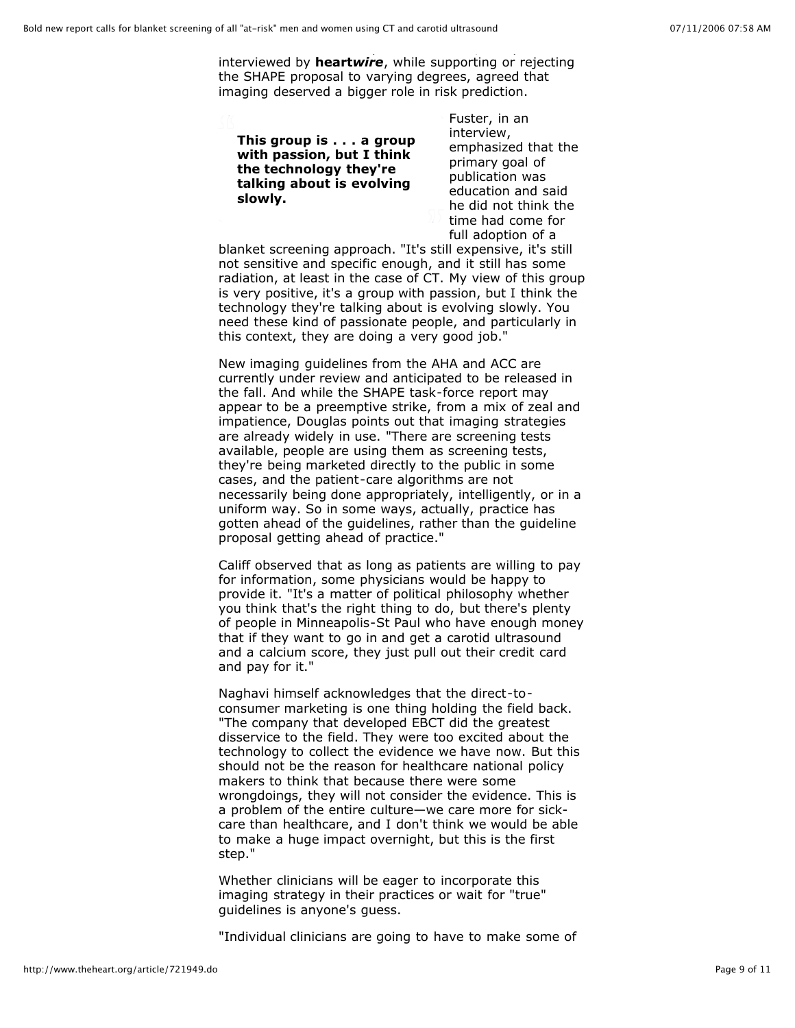interviewed by **heart*wire***, while supporting or rejecting the SHAPE proposal to varying degrees, agreed that imaging deserved a bigger role in risk prediction.

> **This group is . . . a group with passion, but I think the technology they're talking about is evolving slowly.**

Fuster, in an interview, emphasized that the primary goal of publication was education and said he did not think the time had come for full adoption of a blanket screening approach. "It's still expensive, it's still not sensitive and specific enough, and it still has some radiation, at least in the case of CT. My view of this group is very positive, it's a group with passion, but I think the technology they're talking about is evolving slowly. You need these kind of passionate people, and particularly in this context, they are doing a very good job."

New imaging guidelines from the AHA and ACC are currently under review and anticipated to be released in the fall. And while the SHAPE task-force report may appear to be a preemptive strike, from a mix of zeal and impatience, Douglas points out that imaging strategies are already widely in use. "There are screening tests available, people are using them as screening tests, they're being marketed directly to the public in some cases, and the patient-care algorithms are not necessarily being done appropriately, intelligently, or in a uniform way. So in some ways, actually, practice has gotten ahead of the guidelines, rather than the guideline proposal getting ahead of practice."

Califf observed that as long as patients are willing to pay for information, some physicians would be happy to provide it. "It's a matter of political philosophy whether you think that's the right thing to do, but there's plenty of people in Minneapolis-St Paul who have enough money that if they want to go in and get a carotid ultrasound and a calcium score, they just pull out their credit card and pay for it."

Naghavi himself acknowledges that the direct-to-consumer marketing is one thing holding the field back. "The company that developed EBCT did the greatest disservice to the field. They were too excited about the technology to collect the evidence we have now. But this should not be the reason for healthcare national policy makers to think that because there were some wrongdoings, they will not consider the evidence. This is a problem of the entire culture—we care more for sick-care than healthcare, and I don't think we would be able to make a huge impact overnight, but this is the first step."

Whether clinicians will be eager to incorporate this imaging strategy in their practices or wait for "true" guidelines is anyone's guess.

"Individual clinicians are going to have to make some of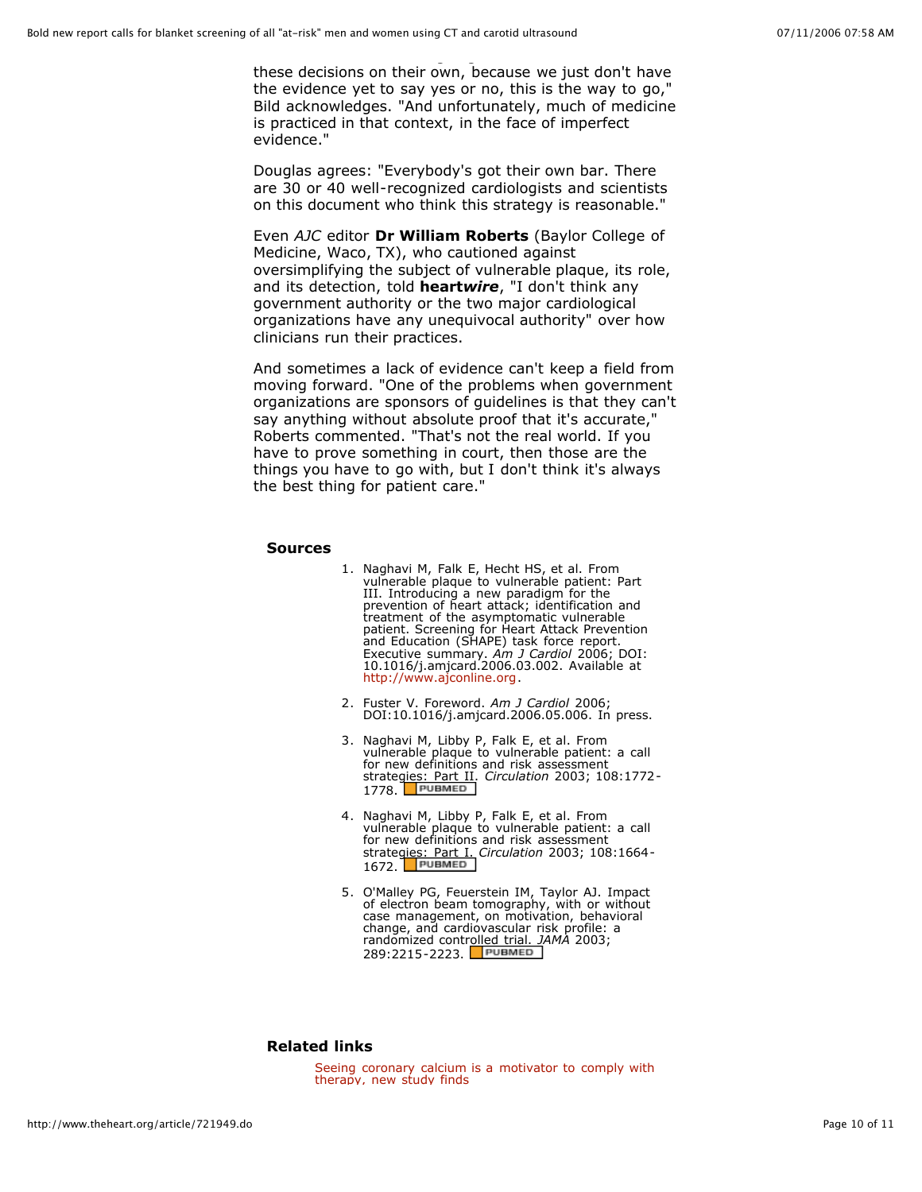these decisions on their own, because we just don't have the evidence yet to say yes or no, this is the way to go," Bild acknowledges. "And unfortunately, much of medicine is practiced in that context, in the face of imperfect evidence."

Douglas agrees: "Everybody's got their own bar. There are 30 or 40 well-recognized cardiologists and scientists on this document who think this strategy is reasonable."

Even *AJC* editor **Dr William Roberts** (Baylor College of Medicine, Waco, TX), who cautioned against oversimplifying the subject of vulnerable plaque, its role, and its detection, told **heart*wire***, "I don't think any government authority or the two major cardiological organizations have any unequivocal authority" over how clinicians run their practices.

And sometimes a lack of evidence can't keep a field from moving forward. "One of the problems when government organizations are sponsors of guidelines is that they can't say anything without absolute proof that it's accurate," Roberts commented. "That's not the real world. If you have to prove something in court, then those are the things you have to go with, but I don't think it's always the best thing for patient care."

**Sources**

1. Naghavi M, Falk E, Hecht HS, et al. From vulnerable plaque to vulnerable patient: Part III. Introducing a new paradigm for the prevention of heart attack; identification and treatment of the asymptomatic vulnerable patient. Screening for Heart Attack Prevention and Education (SHAPE) task force report. Executive summary. *Am J Cardiol* 2006; DOI: 10.1016/j.amjcard.2006.03.002. Available at http://www.ajconline.org.
2. Fuster V. Foreword. *Am J Cardiol* 2006; DOI:10.1016/j.amjcard.2006.05.006. In press.
3. Naghavi M, Libby P, Falk E, et al. From vulnerable plaque to vulnerable patient: a call for new definitions and risk assessment strategies: Part II. *Circulation* 2003; 108:1772-1778. PUBMED
4. Naghavi M, Libby P, Falk E, et al. From vulnerable plaque to vulnerable patient: a call for new definitions and risk assessment strategies: Part I. *Circulation* 2003; 108:1664-1672. PUBMED
5. O'Malley PG, Feuerstein IM, Taylor AJ. Impact of electron beam tomography, with or without case management, on motivation, behavioral change, and cardiovascular risk profile: a randomized controlled trial. *JAMA* 2003; 289:2215-2223. PUBMED

**Related links**

Seeing coronary calcium is a motivator to comply with therapy, new study finds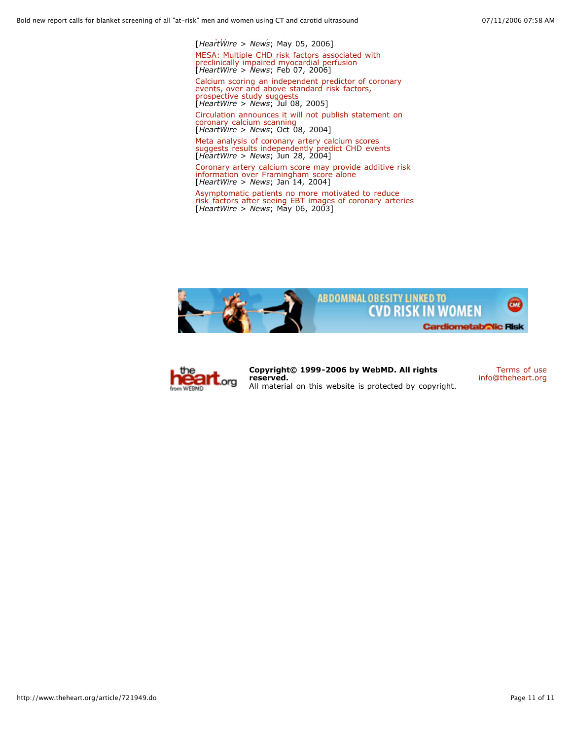[*HeartWire* > *News*; May 05, 2006]

MESA: Multiple CHD risk factors associated with preclinically impaired myocardial perfusion
[*HeartWire* > *News*; Feb 07, 2006]

Calcium scoring an independent predictor of coronary events, over and above standard risk factors, prospective study suggests
[*HeartWire* > *News*; Jul 08, 2005]

Circulation announces it will not publish statement on coronary calcium scanning
[*HeartWire* > *News*; Oct 08, 2004]

Meta analysis of coronary artery calcium scores suggests results independently predict CHD events
[*HeartWire* > *News*; Jun 28, 2004]

Coronary artery calcium score may provide additive risk information over Framingham score alone
[*HeartWire* > *News*; Jan 14, 2004]

Asymptomatic patients no more motivated to reduce risk factors after seeing EBT images of coronary arteries
[*HeartWire* > *News*; May 06, 2003]

ABDOMINAL OBESITY LINKED TO CVD RISK IN WOMEN

CME

Cardiometabolic Risk

**Copyright© 1999-2006 by WebMD. All rights reserved.**
All material on this website is protected by copyright.

Terms of use
info@theheart.org